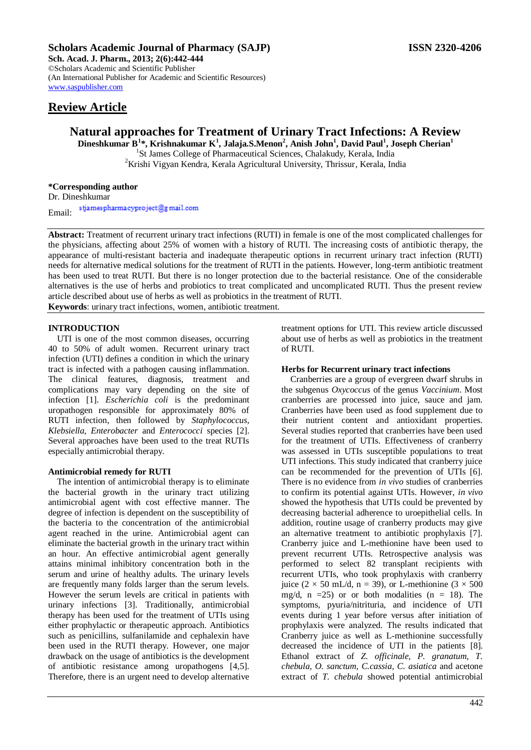**Scholars Academic Journal of Pharmacy (SAJP)** **ISSN 2320-4206**

**Sch. Acad. J. Pharm., 2013; 2(6):442-444**
©Scholars Academic and Scientific Publisher
(An International Publisher for Academic and Scientific Resources)
www.saspublisher.com

## Review Article

# Natural approaches for Treatment of Urinary Tract Infections: A Review

**Dineshkumar B[1]*, Krishnakumar K[1], Jalaja.S.Menon[2], Anish John[1], David Paul[1], Joseph Cherian[1]**

[1]St James College of Pharmaceutical Sciences, Chalakudy, Kerala, India
[2]Krishi Vigyan Kendra, Kerala Agricultural University, Thrissur, Kerala, India

**\*Corresponding author**
Dr. Dineshkumar
Email: stjamespharmacyproject@gmail.com

**Abstract:** Treatment of recurrent urinary tract infections (RUTI) in female is one of the most complicated challenges for the physicians, affecting about 25% of women with a history of RUTI. The increasing costs of antibiotic therapy, the appearance of multi-resistant bacteria and inadequate therapeutic options in recurrent urinary tract infection (RUTI) needs for alternative medical solutions for the treatment of RUTI in the patients. However, long-term antibiotic treatment has been used to treat RUTI. But there is no longer protection due to the bacterial resistance. One of the considerable alternatives is the use of herbs and probiotics to treat complicated and uncomplicated RUTI. Thus the present review article described about use of herbs as well as probiotics in the treatment of RUTI.

**Keywords**: urinary tract infections, women, antibiotic treatment.

## INTRODUCTION

UTI is one of the most common diseases, occurring 40 to 50% of adult women. Recurrent urinary tract infection (UTI) defines a condition in which the urinary tract is infected with a pathogen causing inflammation. The clinical features, diagnosis, treatment and complications may vary depending on the site of infection [1]. *Escherichia coli* is the predominant uropathogen responsible for approximately 80% of RUTI infection, then followed by *Staphylococcus, Klebsiella, Enterobacter* and *Enterococci* species [2]. Several approaches have been used to the treat RUTIs especially antimicrobial therapy.

### Antimicrobial remedy for RUTI

The intention of antimicrobial therapy is to eliminate the bacterial growth in the urinary tract utilizing antimicrobial agent with cost effective manner. The degree of infection is dependent on the susceptibility of the bacteria to the concentration of the antimicrobial agent reached in the urine. Antimicrobial agent can eliminate the bacterial growth in the urinary tract within an hour. An effective antimicrobial agent generally attains minimal inhibitory concentration both in the serum and urine of healthy adults. The urinary levels are frequently many folds larger than the serum levels. However the serum levels are critical in patients with urinary infections [3]. Traditionally, antimicrobial therapy has been used for the treatment of UTIs using either prophylactic or therapeutic approach. Antibiotics such as penicillins, sulfanilamide and cephalexin have been used in the RUTI therapy. However, one major drawback on the usage of antibiotics is the development of antibiotic resistance among uropathogens [4,5]. Therefore, there is an urgent need to develop alternative treatment options for UTI. This review article discussed about use of herbs as well as probiotics in the treatment of RUTI.

### Herbs for Recurrent urinary tract infections

Cranberries are a group of evergreen dwarf shrubs in the subgenus *Oxycoccus* of the genus *Vaccinium*. Most cranberries are processed into juice, sauce and jam. Cranberries have been used as food supplement due to their nutrient content and antioxidant properties. Several studies reported that cranberries have been used for the treatment of UTIs. Effectiveness of cranberry was assessed in UTIs susceptible populations to treat UTI infections. This study indicated that cranberry juice can be recommended for the prevention of UTIs [6]. There is no evidence from *in vivo* studies of cranberries to confirm its potential against UTIs. However, *in vivo* showed the hypothesis that UTIs could be prevented by decreasing bacterial adherence to uroepithelial cells. In addition, routine usage of cranberry products may give an alternative treatment to antibiotic prophylaxis [7]. Cranberry juice and L-methionine have been used to prevent recurrent UTIs. Retrospective analysis was performed to select 82 transplant recipients with recurrent UTIs, who took prophylaxis with cranberry juice ($2 \times 50$ mL/d, n = 39), or L-methionine ($3 \times 500$ mg/d, n =25) or or both modalities (n = 18). The symptoms, pyuria/nitrituria, and incidence of UTI events during 1 year before versus after initiation of prophylaxis were analyzed. The results indicated that Cranberry juice as well as L-methionine successfully decreased the incidence of UTI in the patients [8]. Ethanol extract of *Z. officinale, P. granatum, T. chebula, O. sanctum, C.cassia, C. asiatica* and acetone extract of *T. chebula* showed potential antimicrobial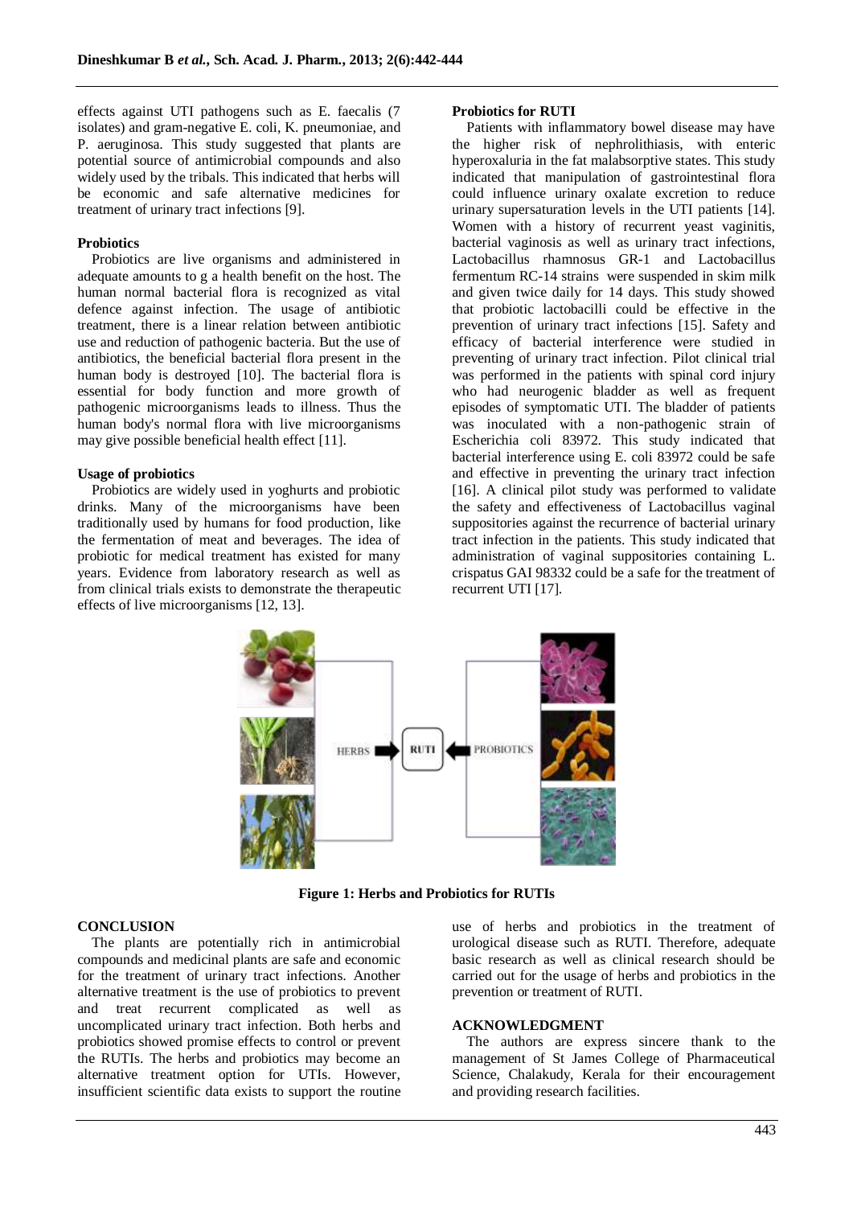effects against UTI pathogens such as E. faecalis (7 isolates) and gram-negative E. coli, K. pneumoniae, and P. aeruginosa. This study suggested that plants are potential source of antimicrobial compounds and also widely used by the tribals. This indicated that herbs will be economic and safe alternative medicines for treatment of urinary tract infections [9].

### Probiotics

Probiotics are live organisms and administered in adequate amounts to g a health benefit on the host. The human normal bacterial flora is recognized as vital defence against infection. The usage of antibiotic treatment, there is a linear relation between antibiotic use and reduction of pathogenic bacteria. But the use of antibiotics, the beneficial bacterial flora present in the human body is destroyed [10]. The bacterial flora is essential for body function and more growth of pathogenic microorganisms leads to illness. Thus the human body's normal flora with live microorganisms may give possible beneficial health effect [11].

### Usage of probiotics

Probiotics are widely used in yoghurts and probiotic drinks. Many of the microorganisms have been traditionally used by humans for food production, like the fermentation of meat and beverages. The idea of probiotic for medical treatment has existed for many years. Evidence from laboratory research as well as from clinical trials exists to demonstrate the therapeutic effects of live microorganisms [12, 13].

### Probiotics for RUTI

Patients with inflammatory bowel disease may have the higher risk of nephrolithiasis, with enteric hyperoxaluria in the fat malabsorptive states. This study indicated that manipulation of gastrointestinal flora could influence urinary oxalate excretion to reduce urinary supersaturation levels in the UTI patients [14]. Women with a history of recurrent yeast vaginitis, bacterial vaginosis as well as urinary tract infections, Lactobacillus rhamnosus GR-1 and Lactobacillus fermentum RC-14 strains were suspended in skim milk and given twice daily for 14 days. This study showed that probiotic lactobacilli could be effective in the prevention of urinary tract infections [15]. Safety and efficacy of bacterial interference were studied in preventing of urinary tract infection. Pilot clinical trial was performed in the patients with spinal cord injury who had neurogenic bladder as well as frequent episodes of symptomatic UTI. The bladder of patients was inoculated with a non-pathogenic strain of Escherichia coli 83972. This study indicated that bacterial interference using E. coli 83972 could be safe and effective in preventing the urinary tract infection [16]. A clinical pilot study was performed to validate the safety and effectiveness of Lactobacillus vaginal suppositories against the recurrence of bacterial urinary tract infection in the patients. This study indicated that administration of vaginal suppositories containing L. crispatus GAI 98332 could be a safe for the treatment of recurrent UTI [17].

HERBS

RUTI

PROBIOTICS

**Figure 1: Herbs and Probiotics for RUTIs**

## CONCLUSION

The plants are potentially rich in antimicrobial compounds and medicinal plants are safe and economic for the treatment of urinary tract infections. Another alternative treatment is the use of probiotics to prevent and treat recurrent complicated as well as uncomplicated urinary tract infection. Both herbs and probiotics showed promise effects to control or prevent the RUTIs. The herbs and probiotics may become an alternative treatment option for UTIs. However, insufficient scientific data exists to support the routine use of herbs and probiotics in the treatment of urological disease such as RUTI. Therefore, adequate basic research as well as clinical research should be carried out for the usage of herbs and probiotics in the prevention or treatment of RUTI.

## ACKNOWLEDGMENT

The authors are express sincere thank to the management of St James College of Pharmaceutical Science, Chalakudy, Kerala for their encouragement and providing research facilities.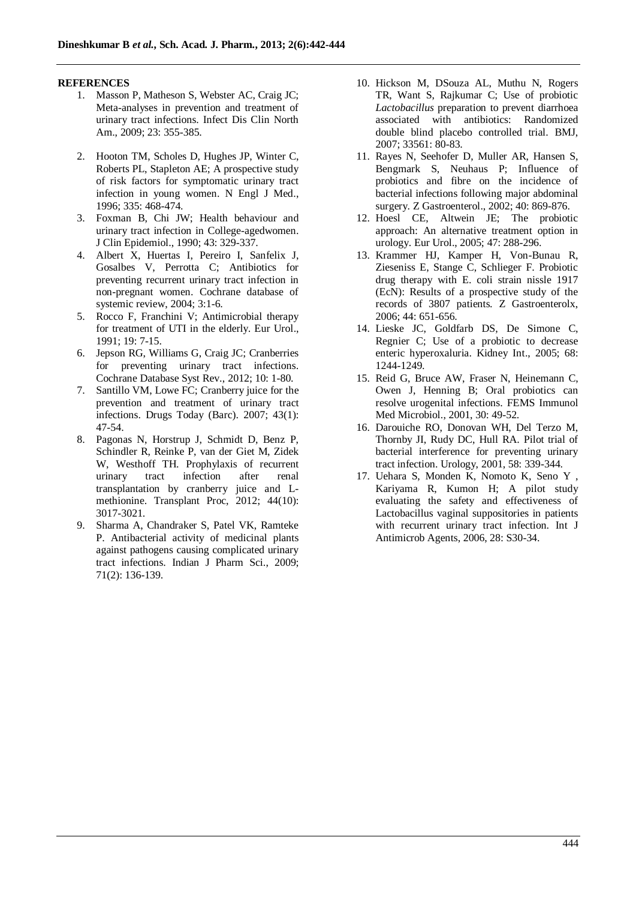**REFERENCES**

1. Masson P, Matheson S, Webster AC, Craig JC; Meta-analyses in prevention and treatment of urinary tract infections. Infect Dis Clin North Am., 2009; 23: 355-385.
2. Hooton TM, Scholes D, Hughes JP, Winter C, Roberts PL, Stapleton AE; A prospective study of risk factors for symptomatic urinary tract infection in young women. N Engl J Med., 1996; 335: 468-474.
3. Foxman B, Chi JW; Health behaviour and urinary tract infection in College-agedwomen. J Clin Epidemiol., 1990; 43: 329-337.
4. Albert X, Huertas I, Pereiro I, Sanfelix J, Gosalbes V, Perrotta C; Antibiotics for preventing recurrent urinary tract infection in non-pregnant women. Cochrane database of systemic review, 2004; 3:1-6.
5. Rocco F, Franchini V; Antimicrobial therapy for treatment of UTI in the elderly. Eur Urol., 1991; 19: 7-15.
6. Jepson RG, Williams G, Craig JC; Cranberries for preventing urinary tract infections. Cochrane Database Syst Rev., 2012; 10: 1-80.
7. Santillo VM, Lowe FC; Cranberry juice for the prevention and treatment of urinary tract infections. Drugs Today (Barc). 2007; 43(1): 47-54.
8. Pagonas N, Horstrup J, Schmidt D, Benz P, Schindler R, Reinke P, van der Giet M, Zidek W, Westhoff TH. Prophylaxis of recurrent urinary tract infection after renal transplantation by cranberry juice and L-methionine. Transplant Proc, 2012; 44(10): 3017-3021.
9. Sharma A, Chandraker S, Patel VK, Ramteke P. Antibacterial activity of medicinal plants against pathogens causing complicated urinary tract infections. Indian J Pharm Sci., 2009; 71(2): 136-139.
10. Hickson M, DSouza AL, Muthu N, Rogers TR, Want S, Rajkumar C; Use of probiotic *Lactobacillus* preparation to prevent diarrhoea associated with antibiotics: Randomized double blind placebo controlled trial. BMJ, 2007; 33561: 80-83.
11. Rayes N, Seehofer D, Muller AR, Hansen S, Bengmark S, Neuhaus P; Influence of probiotics and fibre on the incidence of bacterial infections following major abdominal surgery. Z Gastroenterol., 2002; 40: 869-876.
12. Hoesl CE, Altwein JE; The probiotic approach: An alternative treatment option in urology. Eur Urol., 2005; 47: 288-296.
13. Krammer HJ, Kamper H, Von-Bunau R, Zieseniss E, Stange C, Schlieger F. Probiotic drug therapy with E. coli strain nissle 1917 (EcN): Results of a prospective study of the records of 3807 patients. Z Gastroenterolx, 2006; 44: 651-656.
14. Lieske JC, Goldfarb DS, De Simone C, Regnier C; Use of a probiotic to decrease enteric hyperoxaluria. Kidney Int., 2005; 68: 1244-1249.
15. Reid G, Bruce AW, Fraser N, Heinemann C, Owen J, Henning B; Oral probiotics can resolve urogenital infections. FEMS Immunol Med Microbiol., 2001, 30: 49-52.
16. Darouiche RO, Donovan WH, Del Terzo M, Thornby JI, Rudy DC, Hull RA. Pilot trial of bacterial interference for preventing urinary tract infection. Urology, 2001, 58: 339-344.
17. Uehara S, Monden K, Nomoto K, Seno Y , Kariyama R, Kumon H; A pilot study evaluating the safety and effectiveness of Lactobacillus vaginal suppositories in patients with recurrent urinary tract infection. Int J Antimicrob Agents, 2006, 28: S30-34.